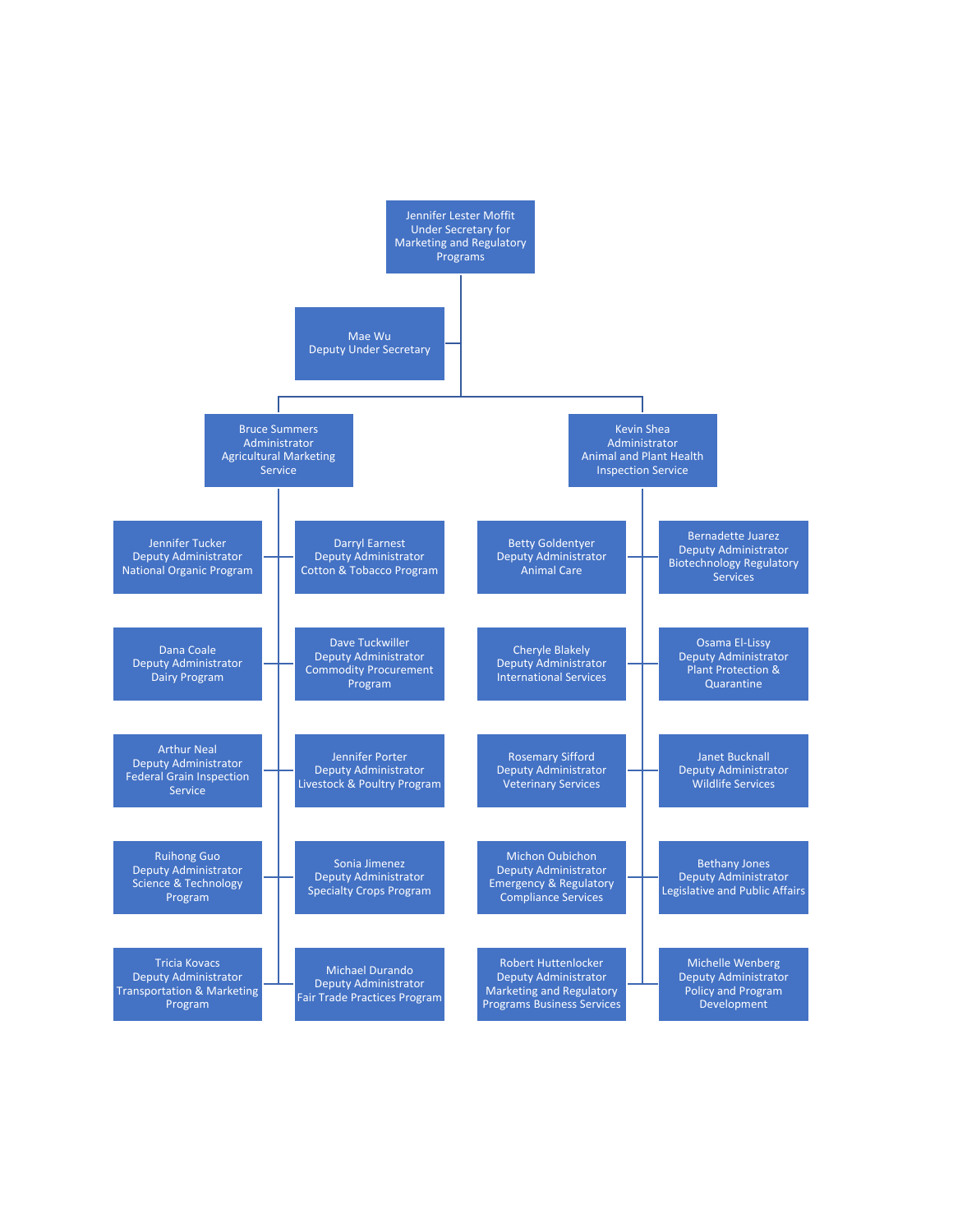- **Jennifer Lester Moffit**, Under Secretary for Marketing and Regulatory Programs
  - **Mae Wu**, Deputy Under Secretary
  - **Bruce Summers**, Administrator, Agricultural Marketing Service
    - Jennifer Tucker, Deputy Administrator, National Organic Program
    - Darryl Earnest, Deputy Administrator, Cotton & Tobacco Program
    - Dana Coale, Deputy Administrator, Dairy Program
    - Dave Tuckwiller, Deputy Administrator, Commodity Procurement Program
    - Arthur Neal, Deputy Administrator, Federal Grain Inspection Service
    - Jennifer Porter, Deputy Administrator, Livestock & Poultry Program
    - Ruihong Guo, Deputy Administrator, Science & Technology Program
    - Sonia Jimenez, Deputy Administrator, Specialty Crops Program
    - Tricia Kovacs, Deputy Administrator, Transportation & Marketing Program
    - Michael Durando, Deputy Administrator, Fair Trade Practices Program
  - **Kevin Shea**, Administrator, Animal and Plant Health Inspection Service
    - Betty Goldentyer, Deputy Administrator, Animal Care
    - Bernadette Juarez, Deputy Administrator, Biotechnology Regulatory Services
    - Cheryle Blakely, Deputy Administrator, International Services
    - Osama El-Lissy, Deputy Administrator, Plant Protection & Quarantine
    - Rosemary Sifford, Deputy Administrator, Veterinary Services
    - Janet Bucknall, Deputy Administrator, Wildlife Services
    - Michon Oubichon, Deputy Administrator, Emergency & Regulatory Compliance Services
    - Bethany Jones, Deputy Administrator, Legislative and Public Affairs
    - Robert Huttenlocker, Deputy Administrator, Marketing and Regulatory Programs Business Services
    - Michelle Wenberg, Deputy Administrator, Policy and Program Development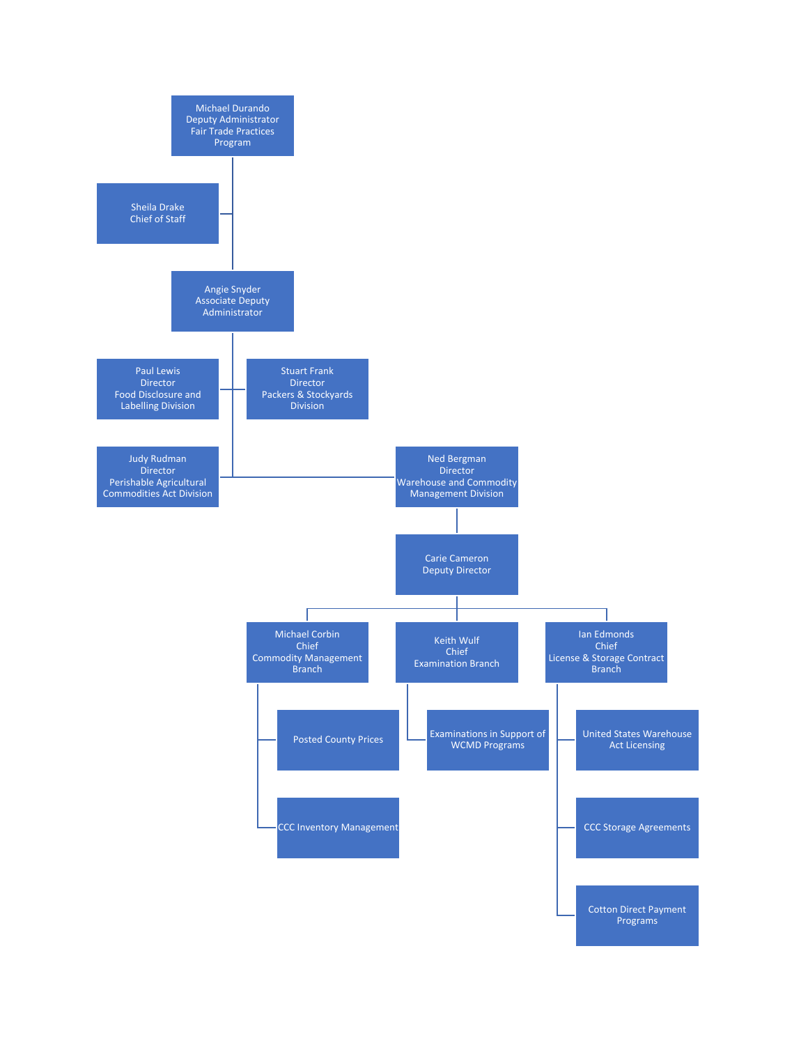Michael Durando
Deputy Administrator
Fair Trade Practices Program

Sheila Drake
Chief of Staff

Angie Snyder
Associate Deputy Administrator

Paul Lewis
Director
Food Disclosure and Labelling Division

Stuart Frank
Director
Packers & Stockyards Division

Judy Rudman
Director
Perishable Agricultural Commodities Act Division

Ned Bergman
Director
Warehouse and Commodity Management Division

Carie Cameron
Deputy Director

Michael Corbin
Chief
Commodity Management Branch

Keith Wulf
Chief
Examination Branch

Ian Edmonds
Chief
License & Storage Contract Branch

Posted County Prices

CCC Inventory Management

Examinations in Support of WCMD Programs

United States Warehouse Act Licensing

CCC Storage Agreements

Cotton Direct Payment Programs